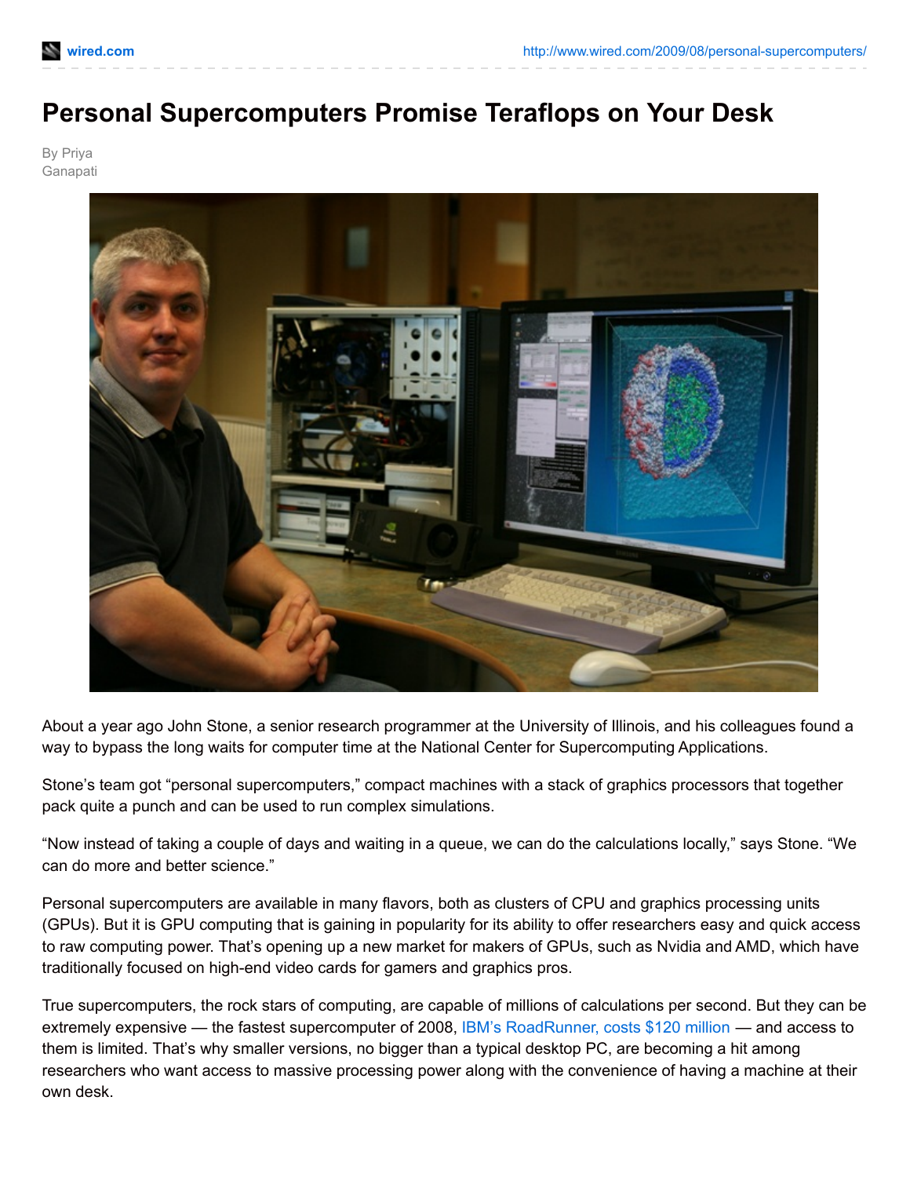# Personal Supercomputers Promise Teraflops on Your Desk

By Priya Ganapati

About a year ago John Stone, a senior research programmer at the University of Illinois, and his colleagues found a way to bypass the long waits for computer time at the National Center for Supercomputing Applications.

Stone's team got "personal supercomputers," compact machines with a stack of graphics processors that together pack quite a punch and can be used to run complex simulations.

"Now instead of taking a couple of days and waiting in a queue, we can do the calculations locally," says Stone. "We can do more and better science."

Personal supercomputers are available in many flavors, both as clusters of CPU and graphics processing units (GPUs). But it is GPU computing that is gaining in popularity for its ability to offer researchers easy and quick access to raw computing power. That's opening up a new market for makers of GPUs, such as Nvidia and AMD, which have traditionally focused on high-end video cards for gamers and graphics pros.

True supercomputers, the rock stars of computing, are capable of millions of calculations per second. But they can be extremely expensive — the fastest supercomputer of 2008, IBM's RoadRunner, costs $120 million — and access to them is limited. That's why smaller versions, no bigger than a typical desktop PC, are becoming a hit among researchers who want access to massive processing power along with the convenience of having a machine at their own desk.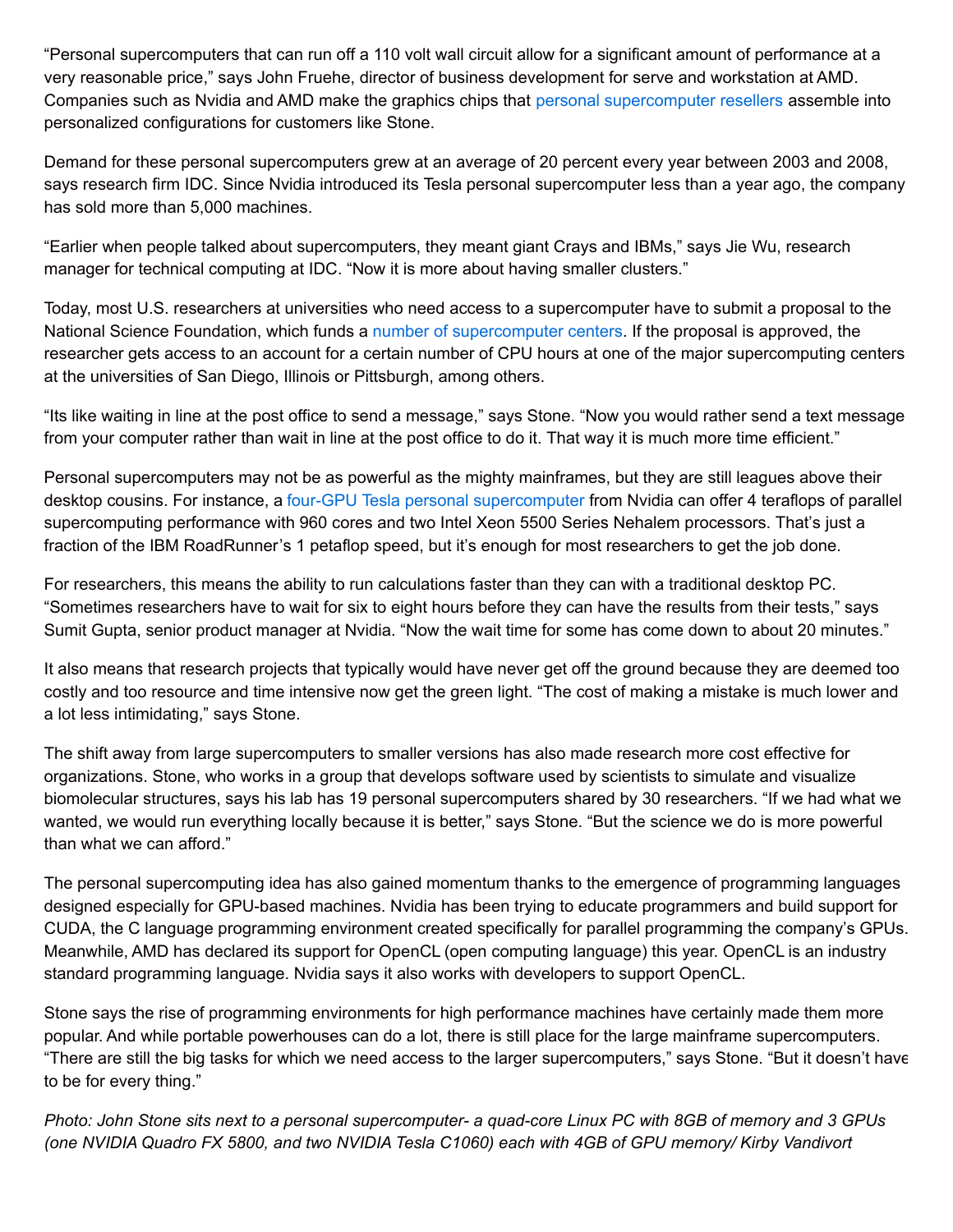"Personal supercomputers that can run off a 110 volt wall circuit allow for a significant amount of performance at a very reasonable price," says John Fruehe, director of business development for serve and workstation at AMD. Companies such as Nvidia and AMD make the graphics chips that personal supercomputer resellers assemble into personalized configurations for customers like Stone.

Demand for these personal supercomputers grew at an average of 20 percent every year between 2003 and 2008, says research firm IDC. Since Nvidia introduced its Tesla personal supercomputer less than a year ago, the company has sold more than 5,000 machines.

"Earlier when people talked about supercomputers, they meant giant Crays and IBMs," says Jie Wu, research manager for technical computing at IDC. "Now it is more about having smaller clusters."

Today, most U.S. researchers at universities who need access to a supercomputer have to submit a proposal to the National Science Foundation, which funds a number of supercomputer centers. If the proposal is approved, the researcher gets access to an account for a certain number of CPU hours at one of the major supercomputing centers at the universities of San Diego, Illinois or Pittsburgh, among others.

"Its like waiting in line at the post office to send a message," says Stone. "Now you would rather send a text message from your computer rather than wait in line at the post office to do it. That way it is much more time efficient."

Personal supercomputers may not be as powerful as the mighty mainframes, but they are still leagues above their desktop cousins. For instance, a four-GPU Tesla personal supercomputer from Nvidia can offer 4 teraflops of parallel supercomputing performance with 960 cores and two Intel Xeon 5500 Series Nehalem processors. That's just a fraction of the IBM RoadRunner's 1 petaflop speed, but it's enough for most researchers to get the job done.

For researchers, this means the ability to run calculations faster than they can with a traditional desktop PC. "Sometimes researchers have to wait for six to eight hours before they can have the results from their tests," says Sumit Gupta, senior product manager at Nvidia. "Now the wait time for some has come down to about 20 minutes."

It also means that research projects that typically would have never get off the ground because they are deemed too costly and too resource and time intensive now get the green light. "The cost of making a mistake is much lower and a lot less intimidating," says Stone.

The shift away from large supercomputers to smaller versions has also made research more cost effective for organizations. Stone, who works in a group that develops software used by scientists to simulate and visualize biomolecular structures, says his lab has 19 personal supercomputers shared by 30 researchers. "If we had what we wanted, we would run everything locally because it is better," says Stone. "But the science we do is more powerful than what we can afford."

The personal supercomputing idea has also gained momentum thanks to the emergence of programming languages designed especially for GPU-based machines. Nvidia has been trying to educate programmers and build support for CUDA, the C language programming environment created specifically for parallel programming the company's GPUs. Meanwhile, AMD has declared its support for OpenCL (open computing language) this year. OpenCL is an industry standard programming language. Nvidia says it also works with developers to support OpenCL.

Stone says the rise of programming environments for high performance machines have certainly made them more popular. And while portable powerhouses can do a lot, there is still place for the large mainframe supercomputers. "There are still the big tasks for which we need access to the larger supercomputers," says Stone. "But it doesn't have to be for every thing."

*Photo: John Stone sits next to a personal supercomputer- a quad-core Linux PC with 8GB of memory and 3 GPUs (one NVIDIA Quadro FX 5800, and two NVIDIA Tesla C1060) each with 4GB of GPU memory/ Kirby Vandivort*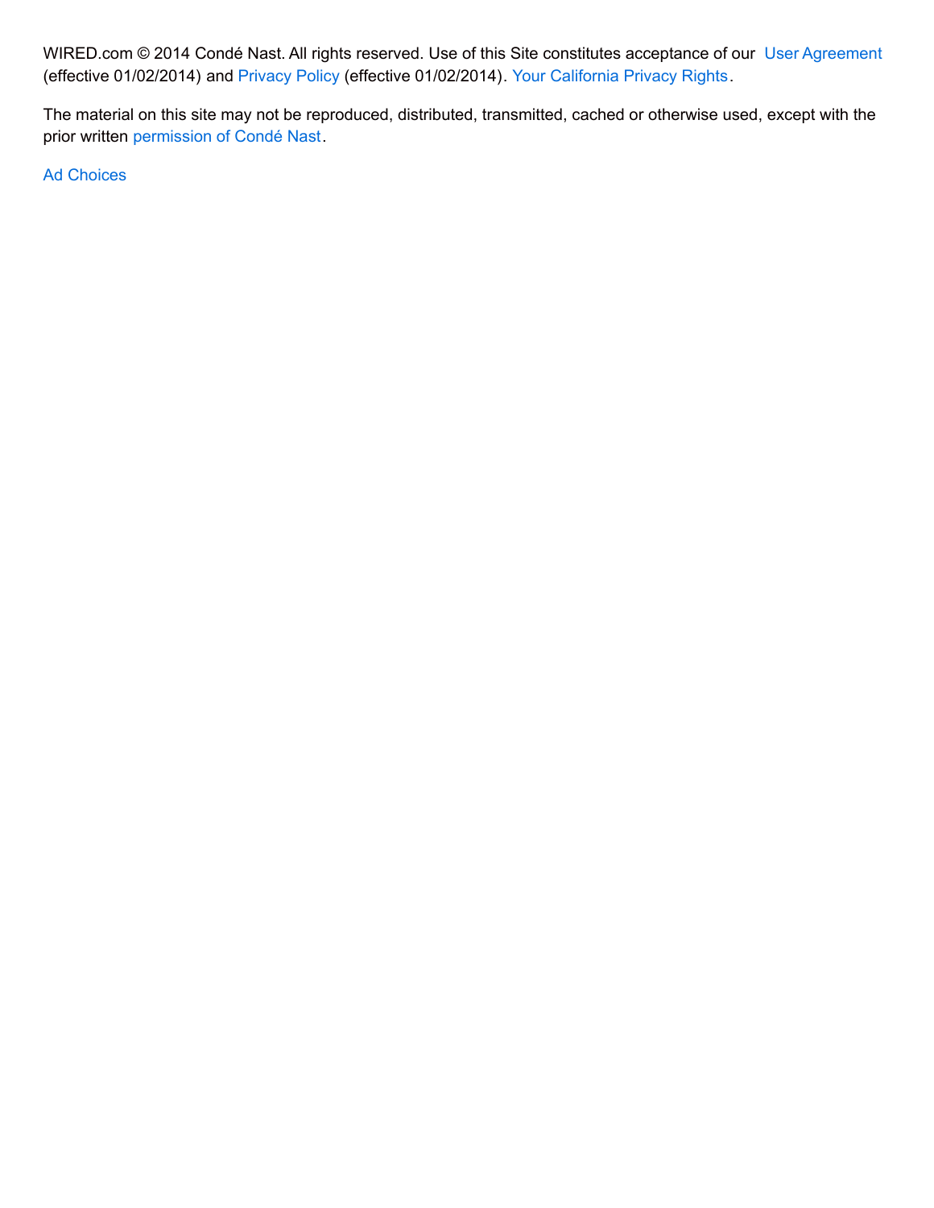WIRED.com © 2014 Condé Nast. All rights reserved. Use of this Site constitutes acceptance of our User Agreement (effective 01/02/2014) and Privacy Policy (effective 01/02/2014). Your California Privacy Rights.

The material on this site may not be reproduced, distributed, transmitted, cached or otherwise used, except with the prior written permission of Condé Nast.

Ad Choices